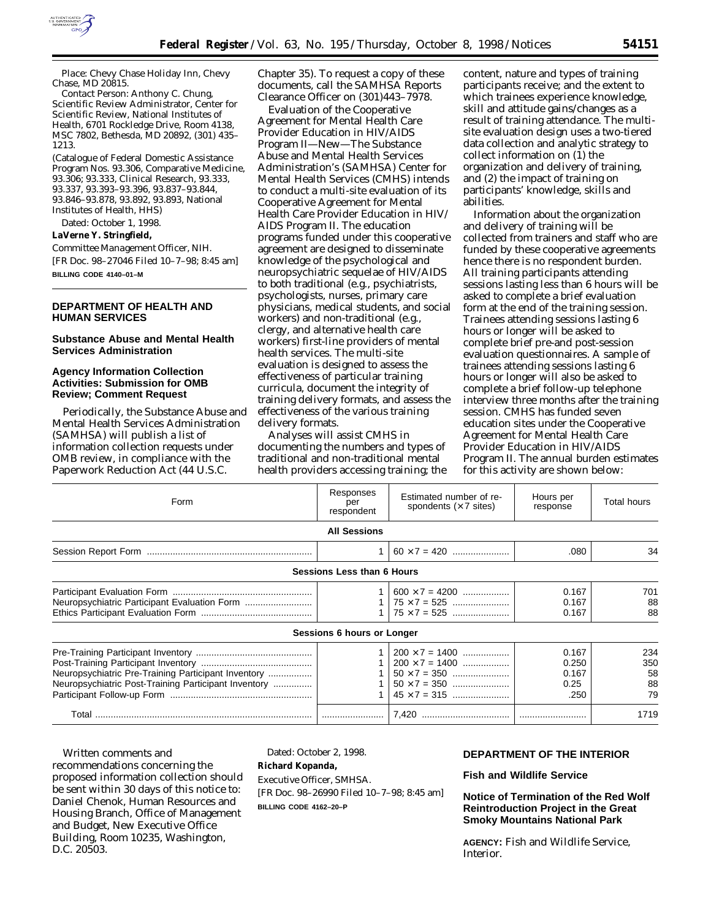Place: Chevy Chase Holiday Inn, Chevy Chase, MD 20815.

Contact Person: Anthony C. Chung, Scientific Review Administrator, Center for Scientific Review, National Institutes of Health, 6701 Rockledge Drive, Room 4138, MSC 7802, Bethesda, MD 20892, (301) 435–1213.

(Catalogue of Federal Domestic Assistance Program Nos. 93.306, Comparative Medicine, 93.306; 93.333, Clinical Research, 93.333, 93.337, 93.393–93.396, 93.837–93.844, 93.846–93.878, 93.892, 93.893, National Institutes of Health, HHS)

Dated: October 1, 1998.

**LaVerne Y. Stringfield,**

*Committee Management Officer, NIH.*

[FR Doc. 98–27046 Filed 10–7–98; 8:45 am]

**BILLING CODE 4140–01–M**

## DEPARTMENT OF HEALTH AND HUMAN SERVICES

### Substance Abuse and Mental Health Services Administration

### Agency Information Collection Activities: Submission for OMB Review; Comment Request

Periodically, the Substance Abuse and Mental Health Services Administration (SAMHSA) will publish a list of information collection requests under OMB review, in compliance with the Paperwork Reduction Act (44 U.S.C. Chapter 35). To request a copy of these documents, call the SAMHSA Reports Clearance Officer on (301)443–7978.

Evaluation of the Cooperative Agreement for Mental Health Care Provider Education in HIV/AIDS Program II—New—The Substance Abuse and Mental Health Services Administration's (SAMHSA) Center for Mental Health Services (CMHS) intends to conduct a multi-site evaluation of its Cooperative Agreement for Mental Health Care Provider Education in HIV/AIDS Program II. The education programs funded under this cooperative agreement are designed to disseminate knowledge of the psychological and neuropsychiatric sequelae of HIV/AIDS to both traditional (e.g., psychiatrists, psychologists, nurses, primary care physicians, medical students, and social workers) and non-traditional (e.g., clergy, and alternative health care workers) first-line providers of mental health services. The multi-site evaluation is designed to assess the effectiveness of particular training curricula, document the integrity of training delivery formats, and assess the effectiveness of the various training delivery formats.

Analyses will assist CMHS in documenting the numbers and types of traditional and non-traditional mental health providers accessing training; the content, nature and types of training participants receive; and the extent to which trainees experience knowledge, skill and attitude gains/changes as a result of training attendance. The multi-site evaluation design uses a two-tiered data collection and analytic strategy to collect information on (1) the organization and delivery of training, and (2) the impact of training on participants' knowledge, skills and abilities.

Information about the organization and delivery of training will be collected from trainers and staff who are funded by these cooperative agreements hence there is no respondent burden. All training participants attending sessions lasting less than 6 hours will be asked to complete a brief evaluation form at the end of the training session. Trainees attending sessions lasting 6 hours or longer will be asked to complete brief pre-and post-session evaluation questionnaires. A sample of trainees attending sessions lasting 6 hours or longer will also be asked to complete a brief follow-up telephone interview three months after the training session. CMHS has funded seven education sites under the Cooperative Agreement for Mental Health Care Provider Education in HIV/AIDS Program II. The annual burden estimates for this activity are shown below:

| Form | Responses per respondent | Estimated number of respondents (×7 sites) | Hours per response | Total hours |
|---|---|---|---|---|
| **All Sessions** | | | | |
| Session Report Form | 1 | 60 ×7 = 420 | .080 | 34 |
| **Sessions Less than 6 Hours** | | | | |
| Participant Evaluation Form | 1 | 600 ×7 = 4200 | 0.167 | 701 |
| Neuropsychiatric Participant Evaluation Form | 1 | 75 ×7 = 525 | 0.167 | 88 |
| Ethics Participant Evaluation Form | 1 | 75 ×7 = 525 | 0.167 | 88 |
| **Sessions 6 hours or Longer** | | | | |
| Pre-Training Participant Inventory | 1 | 200 ×7 = 1400 | 0.167 | 234 |
| Post-Training Participant Inventory | 1 | 200 ×7 = 1400 | 0.250 | 350 |
| Neuropsychiatric Pre-Training Participant Inventory | 1 | 50 ×7 = 350 | 0.167 | 58 |
| Neuropsychiatric Post-Training Participant Inventory | 1 | 50 ×7 = 350 | 0.25 | 88 |
| Participant Follow-up Form | 1 | 45 ×7 = 315 | .250 | 79 |
| Total | | 7,420 | | 1719 |

Written comments and recommendations concerning the proposed information collection should be sent within 30 days of this notice to: Daniel Chenok, Human Resources and Housing Branch, Office of Management and Budget, New Executive Office Building, Room 10235, Washington, D.C. 20503.

Dated: October 2, 1998.

**Richard Kopanda,**

*Executive Officer, SMHSA.*

[FR Doc. 98–26990 Filed 10–7–98; 8:45 am]

**BILLING CODE 4162–20–P**

## DEPARTMENT OF THE INTERIOR

### Fish and Wildlife Service

### Notice of Termination of the Red Wolf Reintroduction Project in the Great Smoky Mountains National Park

**AGENCY:** Fish and Wildlife Service, Interior.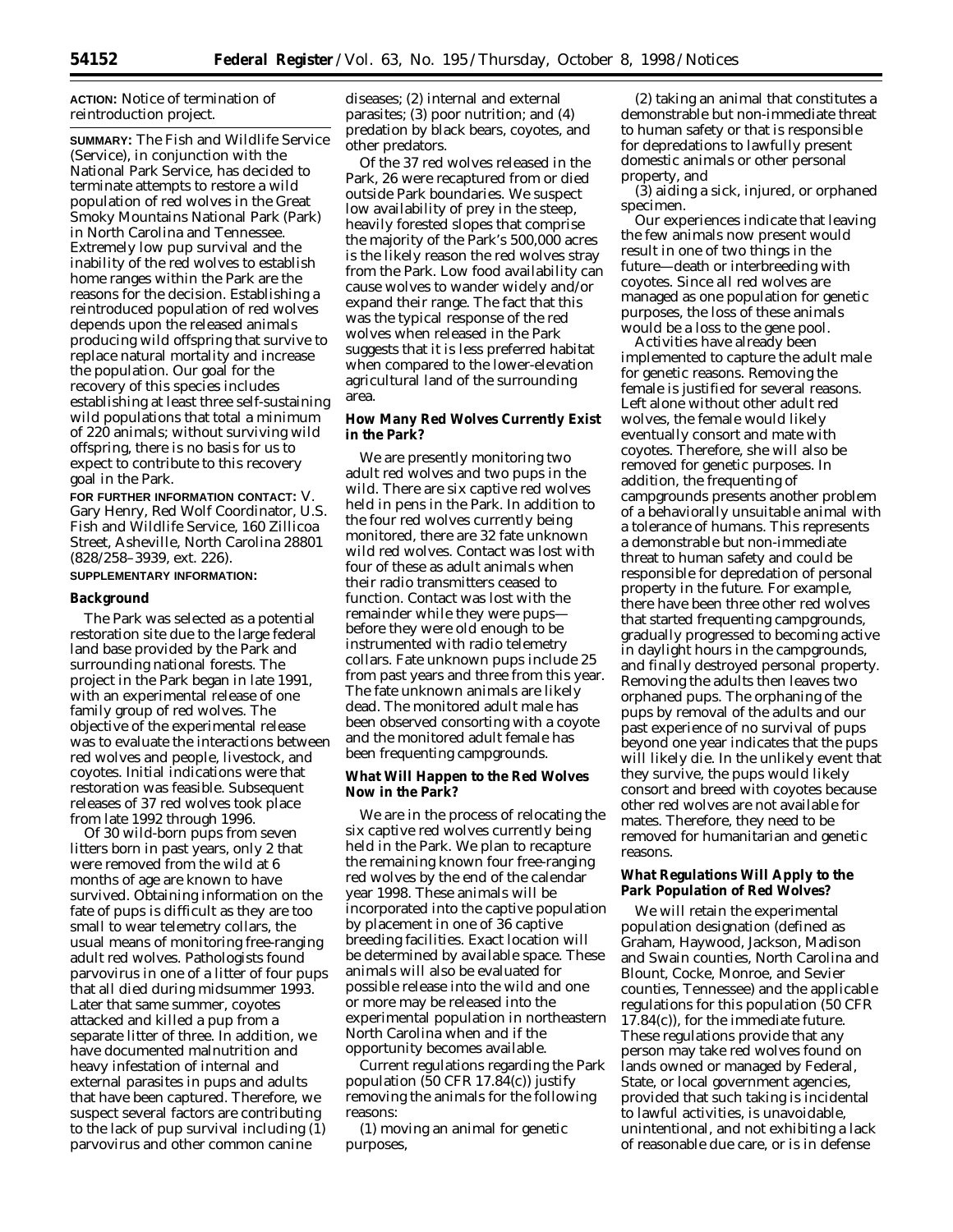**ACTION:** Notice of termination of reintroduction project.

**SUMMARY:** The Fish and Wildlife Service (Service), in conjunction with the National Park Service, has decided to terminate attempts to restore a wild population of red wolves in the Great Smoky Mountains National Park (Park) in North Carolina and Tennessee. Extremely low pup survival and the inability of the red wolves to establish home ranges within the Park are the reasons for the decision. Establishing a reintroduced population of red wolves depends upon the released animals producing wild offspring that survive to replace natural mortality and increase the population. Our goal for the recovery of this species includes establishing at least three self-sustaining wild populations that total a minimum of 220 animals; without surviving wild offspring, there is no basis for us to expect to contribute to this recovery goal in the Park.

**FOR FURTHER INFORMATION CONTACT:** V. Gary Henry, Red Wolf Coordinator, U.S. Fish and Wildlife Service, 160 Zillicoa Street, Asheville, North Carolina 28801 (828/258–3939, ext. 226).

**SUPPLEMENTARY INFORMATION:**

## Background

The Park was selected as a potential restoration site due to the large federal land base provided by the Park and surrounding national forests. The project in the Park began in late 1991, with an experimental release of one family group of red wolves. The objective of the experimental release was to evaluate the interactions between red wolves and people, livestock, and coyotes. Initial indications were that restoration was feasible. Subsequent releases of 37 red wolves took place from late 1992 through 1996.

Of 30 wild-born pups from seven litters born in past years, only 2 that were removed from the wild at 6 months of age are known to have survived. Obtaining information on the fate of pups is difficult as they are too small to wear telemetry collars, the usual means of monitoring free-ranging adult red wolves. Pathologists found parvovirus in one of a litter of four pups that all died during midsummer 1993. Later that same summer, coyotes attacked and killed a pup from a separate litter of three. In addition, we have documented malnutrition and heavy infestation of internal and external parasites in pups and adults that have been captured. Therefore, we suspect several factors are contributing to the lack of pup survival including (1) parvovirus and other common canine diseases; (2) internal and external parasites; (3) poor nutrition; and (4) predation by black bears, coyotes, and other predators.

Of the 37 red wolves released in the Park, 26 were recaptured from or died outside Park boundaries. We suspect low availability of prey in the steep, heavily forested slopes that comprise the majority of the Park's 500,000 acres is the likely reason the red wolves stray from the Park. Low food availability can cause wolves to wander widely and/or expand their range. The fact that this was the typical response of the red wolves when released in the Park suggests that it is less preferred habitat when compared to the lower-elevation agricultural land of the surrounding area.

## How Many Red Wolves Currently Exist in the Park?

We are presently monitoring two adult red wolves and two pups in the wild. There are six captive red wolves held in pens in the Park. In addition to the four red wolves currently being monitored, there are 32 fate unknown wild red wolves. Contact was lost with four of these as adult animals when their radio transmitters ceased to function. Contact was lost with the remainder while they were pups—before they were old enough to be instrumented with radio telemetry collars. Fate unknown pups include 25 from past years and three from this year. The fate unknown animals are likely dead. The monitored adult male has been observed consorting with a coyote and the monitored adult female has been frequenting campgrounds.

## What Will Happen to the Red Wolves Now in the Park?

We are in the process of relocating the six captive red wolves currently being held in the Park. We plan to recapture the remaining known four free-ranging red wolves by the end of the calendar year 1998. These animals will be incorporated into the captive population by placement in one of 36 captive breeding facilities. Exact location will be determined by available space. These animals will also be evaluated for possible release into the wild and one or more may be released into the experimental population in northeastern North Carolina when and if the opportunity becomes available.

Current regulations regarding the Park population (50 CFR 17.84(c)) justify removing the animals for the following reasons:

(1) moving an animal for genetic purposes,

(2) taking an animal that constitutes a demonstrable but non-immediate threat to human safety or that is responsible for depredations to lawfully present domestic animals or other personal property, and

(3) aiding a sick, injured, or orphaned specimen.

Our experiences indicate that leaving the few animals now present would result in one of two things in the future—death or interbreeding with coyotes. Since all red wolves are managed as one population for genetic purposes, the loss of these animals would be a loss to the gene pool.

Activities have already been implemented to capture the adult male for genetic reasons. Removing the female is justified for several reasons. Left alone without other adult red wolves, the female would likely eventually consort and mate with coyotes. Therefore, she will also be removed for genetic purposes. In addition, the frequenting of campgrounds presents another problem of a behaviorally unsuitable animal with a tolerance of humans. This represents a demonstrable but non-immediate threat to human safety and could be responsible for depredation of personal property in the future. For example, there have been three other red wolves that started frequenting campgrounds, gradually progressed to becoming active in daylight hours in the campgrounds, and finally destroyed personal property. Removing the adults then leaves two orphaned pups. The orphaning of the pups by removal of the adults and our past experience of no survival of pups beyond one year indicates that the pups will likely die. In the unlikely event that they survive, the pups would likely consort and breed with coyotes because other red wolves are not available for mates. Therefore, they need to be removed for humanitarian and genetic reasons.

## What Regulations Will Apply to the Park Population of Red Wolves?

We will retain the experimental population designation (defined as Graham, Haywood, Jackson, Madison and Swain counties, North Carolina and Blount, Cocke, Monroe, and Sevier counties, Tennessee) and the applicable regulations for this population (50 CFR 17.84(c)), for the immediate future. These regulations provide that any person may take red wolves found on lands owned or managed by Federal, State, or local government agencies, provided that such taking is incidental to lawful activities, is unavoidable, unintentional, and not exhibiting a lack of reasonable due care, or is in defense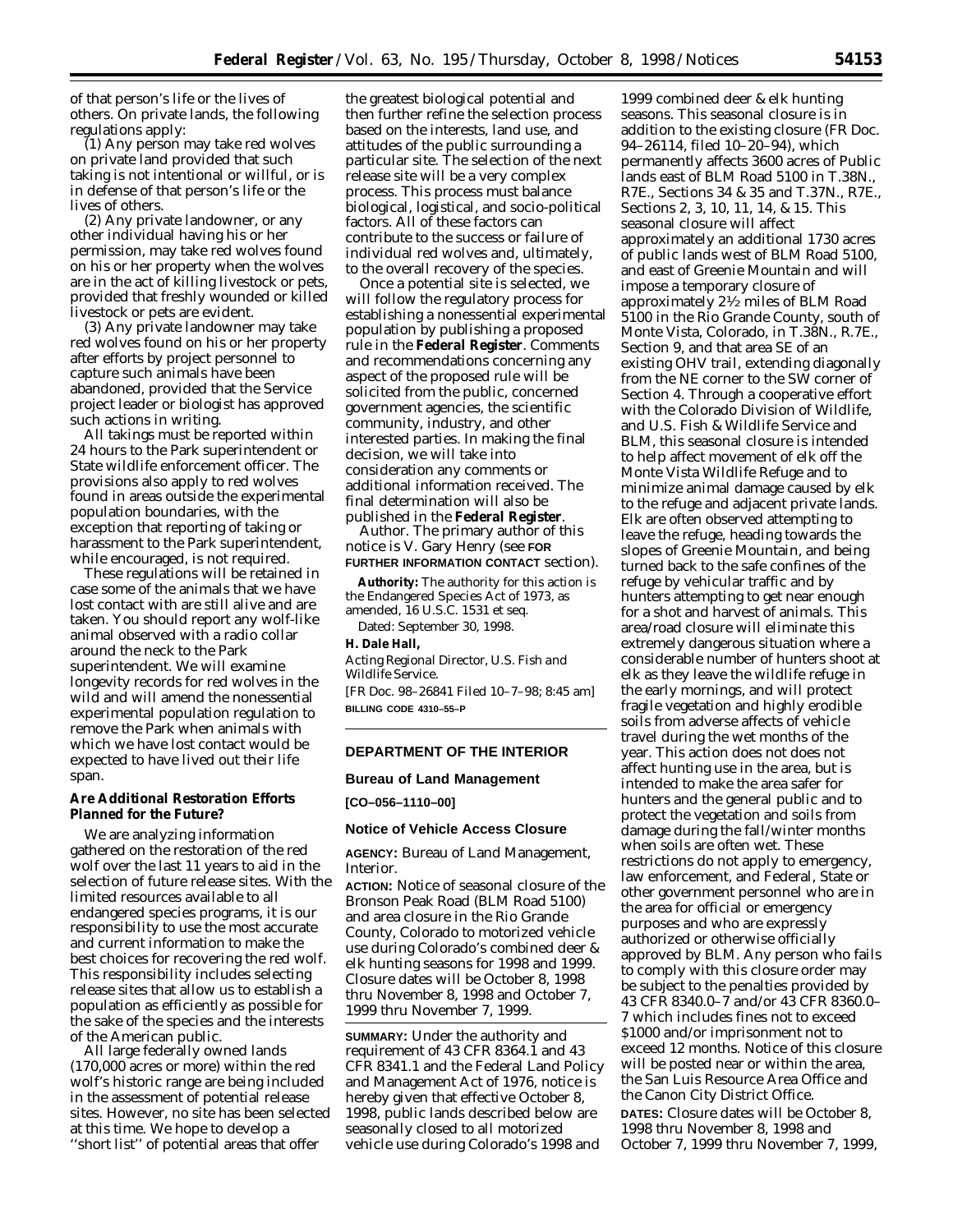of that person's life or the lives of others. On private lands, the following regulations apply:

(1) Any person may take red wolves on private land provided that such taking is not intentional or willful, or is in defense of that person's life or the lives of others.

(2) Any private landowner, or any other individual having his or her permission, may take red wolves found on his or her property when the wolves are in the act of killing livestock or pets, provided that freshly wounded or killed livestock or pets are evident.

(3) Any private landowner may take red wolves found on his or her property after efforts by project personnel to capture such animals have been abandoned, provided that the Service project leader or biologist has approved such actions in writing.

All takings must be reported within 24 hours to the Park superintendent or State wildlife enforcement officer. The provisions also apply to red wolves found in areas outside the experimental population boundaries, with the exception that reporting of taking or harassment to the Park superintendent, while encouraged, is not required.

These regulations will be retained in case some of the animals that we have lost contact with are still alive and are taken. You should report any wolf-like animal observed with a radio collar around the neck to the Park superintendent. We will examine longevity records for red wolves in the wild and will amend the nonessential experimental population regulation to remove the Park when animals with which we have lost contact would be expected to have lived out their life span.

### Are Additional Restoration Efforts Planned for the Future?

We are analyzing information gathered on the restoration of the red wolf over the last 11 years to aid in the selection of future release sites. With the limited resources available to all endangered species programs, it is our responsibility to use the most accurate and current information to make the best choices for recovering the red wolf. This responsibility includes selecting release sites that allow us to establish a population as efficiently as possible for the sake of the species and the interests of the American public.

All large federally owned lands (170,000 acres or more) within the red wolf's historic range are being included in the assessment of potential release sites. However, no site has been selected at this time. We hope to develop a "short list" of potential areas that offer the greatest biological potential and then further refine the selection process based on the interests, land use, and attitudes of the public surrounding a particular site. The selection of the next release site will be a very complex process. This process must balance biological, logistical, and socio-political factors. All of these factors can contribute to the success or failure of individual red wolves and, ultimately, to the overall recovery of the species.

Once a potential site is selected, we will follow the regulatory process for establishing a nonessential experimental population by publishing a proposed rule in the **Federal Register**. Comments and recommendations concerning any aspect of the proposed rule will be solicited from the public, concerned government agencies, the scientific community, industry, and other interested parties. In making the final decision, we will take into consideration any comments or additional information received. The final determination will also be published in the **Federal Register**.

*Author*. The primary author of this notice is V. Gary Henry (see **FOR FURTHER INFORMATION CONTACT** section).

**Authority:** The authority for this action is the Endangered Species Act of 1973, as amended, 16 U.S.C. 1531 et seq.

Dated: September 30, 1998.

**H. Dale Hall,**

*Acting Regional Director, U.S. Fish and Wildlife Service.*

[FR Doc. 98–26841 Filed 10–7–98; 8:45 am]

**BILLING CODE 4310–55–P**

---

## DEPARTMENT OF THE INTERIOR

### Bureau of Land Management

**[CO–056–1110–00]**

### Notice of Vehicle Access Closure

**AGENCY:** Bureau of Land Management, Interior.

**ACTION:** Notice of seasonal closure of the Bronson Peak Road (BLM Road 5100) and area closure in the Rio Grande County, Colorado to motorized vehicle use during Colorado's combined deer & elk hunting seasons for 1998 and 1999. Closure dates will be October 8, 1998 thru November 8, 1998 and October 7, 1999 thru November 7, 1999.

**SUMMARY:** Under the authority and requirement of 43 CFR 8364.1 and 43 CFR 8341.1 and the Federal Land Policy and Management Act of 1976, notice is hereby given that effective October 8, 1998, public lands described below are seasonally closed to all motorized vehicle use during Colorado's 1998 and 1999 combined deer & elk hunting seasons. This seasonal closure is in addition to the existing closure (FR Doc. 94–26114, filed 10–20–94), which permanently affects 3600 acres of Public lands east of BLM Road 5100 in T.38N., R7E., Sections 34 & 35 and T.37N., R7E., Sections 2, 3, 10, 11, 14, & 15. This seasonal closure will affect approximately an additional 1730 acres of public lands west of BLM Road 5100, and east of Greenie Mountain and will impose a temporary closure of approximately 2½ miles of BLM Road 5100 in the Rio Grande County, south of Monte Vista, Colorado, in T.38N., R.7E., Section 9, and that area SE of an existing OHV trail, extending diagonally from the NE corner to the SW corner of Section 4. Through a cooperative effort with the Colorado Division of Wildlife, and U.S. Fish & Wildlife Service and BLM, this seasonal closure is intended to help affect movement of elk off the Monte Vista Wildlife Refuge and to minimize animal damage caused by elk to the refuge and adjacent private lands. Elk are often observed attempting to leave the refuge, heading towards the slopes of Greenie Mountain, and being turned back to the safe confines of the refuge by vehicular traffic and by hunters attempting to get near enough for a shot and harvest of animals. This area/road closure will eliminate this extremely dangerous situation where a considerable number of hunters shoot at elk as they leave the wildlife refuge in the early mornings, and will protect fragile vegetation and highly erodible soils from adverse affects of vehicle travel during the wet months of the year. This action does not does not affect hunting use in the area, but is intended to make the area safer for hunters and the general public and to protect the vegetation and soils from damage during the fall/winter months when soils are often wet. These restrictions do not apply to emergency, law enforcement, and Federal, State or other government personnel who are in the area for official or emergency purposes and who are expressly authorized or otherwise officially approved by BLM. Any person who fails to comply with this closure order may be subject to the penalties provided by 43 CFR 8340.0–7 and/or 43 CFR 8360.0–7 which includes fines not to exceed $1000 and/or imprisonment not to exceed 12 months. Notice of this closure will be posted near or within the area, the San Luis Resource Area Office and the Canon City District Office.

**DATES:** Closure dates will be October 8, 1998 thru November 8, 1998 and October 7, 1999 thru November 7, 1999,